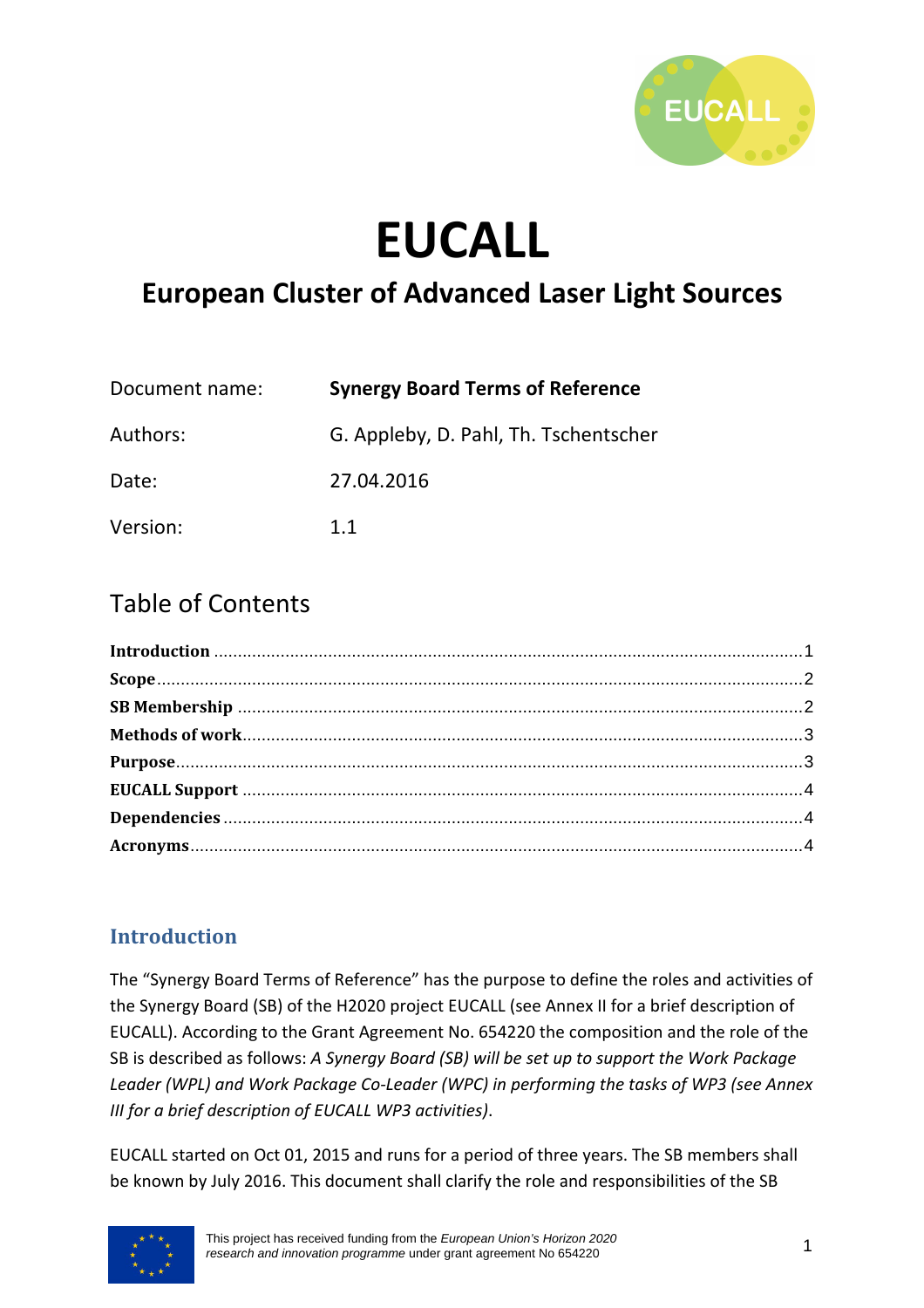# EUCALL

## European Cluster of Advanced Laser Light Sources

| | |
|---|---|
| Document name: | **Synergy Board Terms of Reference** |
| Authors: | G. Appleby, D. Pahl, Th. Tschentscher |
| Date: | 27.04.2016 |
| Version: | 1.1 |

## Table of Contents

**Introduction** ........ 1
**Scope** ........ 2
**SB Membership** ........ 2
**Methods of work** ........ 3
**Purpose** ........ 3
**EUCALL Support** ........ 4
**Dependencies** ........ 4
**Acronyms** ........ 4

## Introduction

The "Synergy Board Terms of Reference" has the purpose to define the roles and activities of the Synergy Board (SB) of the H2020 project EUCALL (see Annex II for a brief description of EUCALL). According to the Grant Agreement No. 654220 the composition and the role of the SB is described as follows: *A Synergy Board (SB) will be set up to support the Work Package Leader (WPL) and Work Package Co-Leader (WPC) in performing the tasks of WP3 (see Annex III for a brief description of EUCALL WP3 activities)*.

EUCALL started on Oct 01, 2015 and runs for a period of three years. The SB members shall be known by July 2016. This document shall clarify the role and responsibilities of the SB

This project has received funding from the *European Union's Horizon 2020 research and innovation programme* under grant agreement No 654220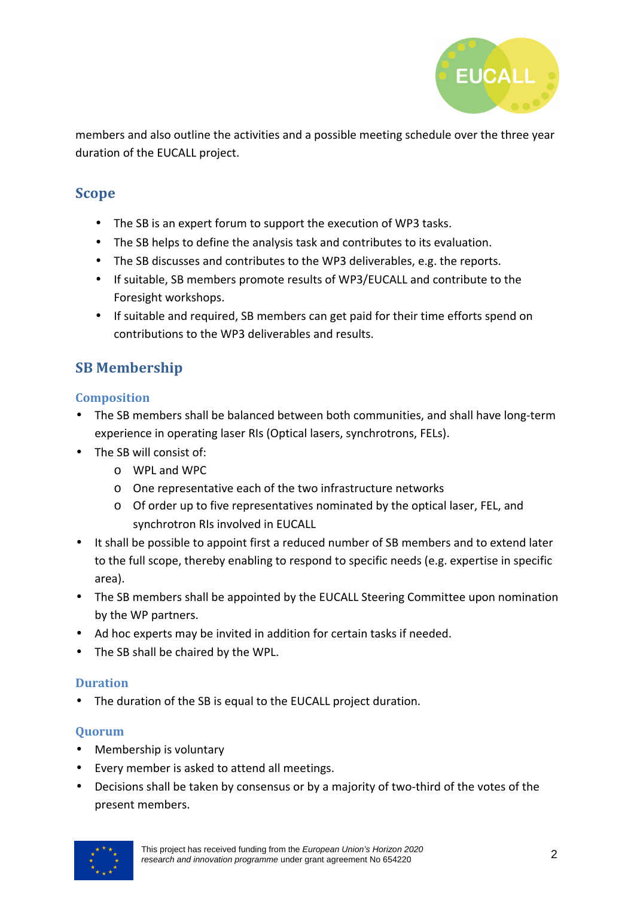members and also outline the activities and a possible meeting schedule over the three year duration of the EUCALL project.

## Scope

- The SB is an expert forum to support the execution of WP3 tasks.
- The SB helps to define the analysis task and contributes to its evaluation.
- The SB discusses and contributes to the WP3 deliverables, e.g. the reports.
- If suitable, SB members promote results of WP3/EUCALL and contribute to the Foresight workshops.
- If suitable and required, SB members can get paid for their time efforts spend on contributions to the WP3 deliverables and results.

## SB Membership

### Composition

- The SB members shall be balanced between both communities, and shall have long-term experience in operating laser RIs (Optical lasers, synchrotrons, FELs).
- The SB will consist of:
  - WPL and WPC
  - One representative each of the two infrastructure networks
  - Of order up to five representatives nominated by the optical laser, FEL, and synchrotron RIs involved in EUCALL
- It shall be possible to appoint first a reduced number of SB members and to extend later to the full scope, thereby enabling to respond to specific needs (e.g. expertise in specific area).
- The SB members shall be appointed by the EUCALL Steering Committee upon nomination by the WP partners.
- Ad hoc experts may be invited in addition for certain tasks if needed.
- The SB shall be chaired by the WPL.

### Duration

- The duration of the SB is equal to the EUCALL project duration.

### Quorum

- Membership is voluntary
- Every member is asked to attend all meetings.
- Decisions shall be taken by consensus or by a majority of two-third of the votes of the present members.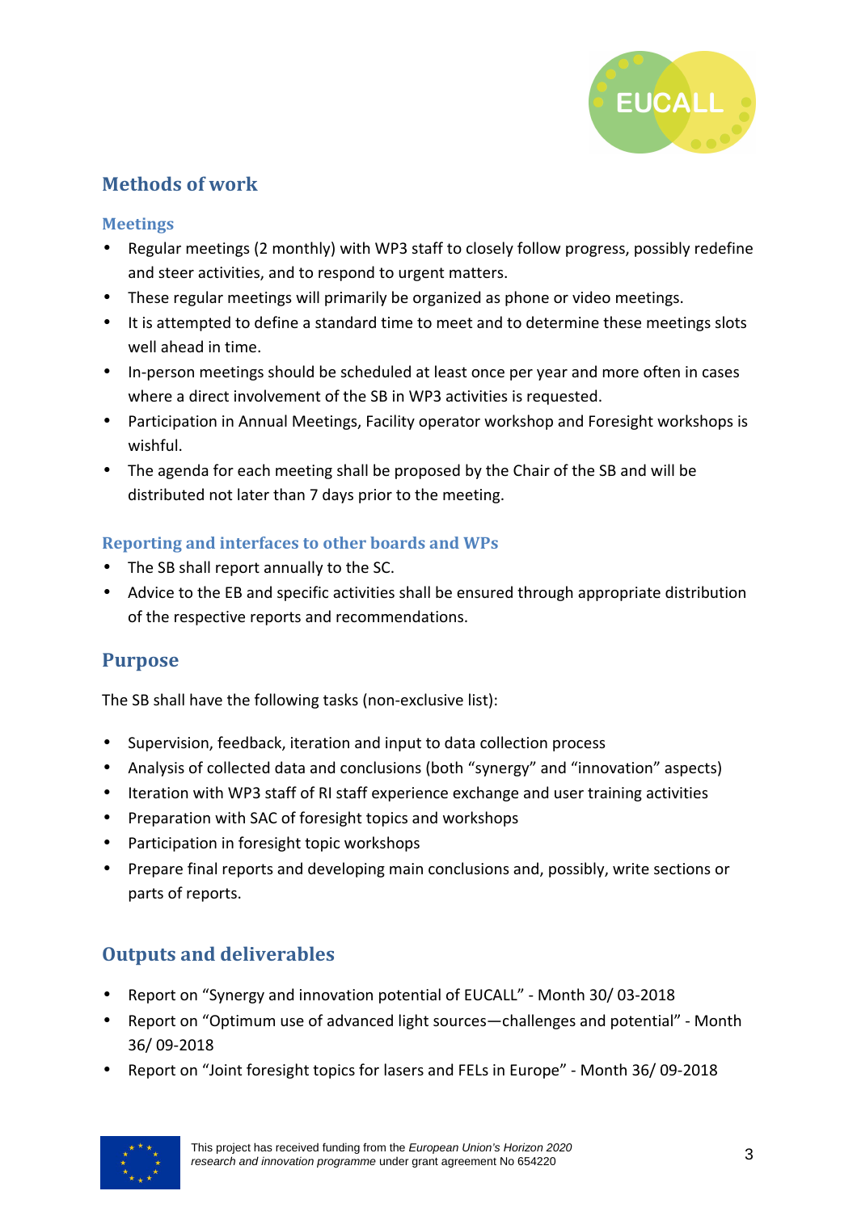## Methods of work

### Meetings

- Regular meetings (2 monthly) with WP3 staff to closely follow progress, possibly redefine and steer activities, and to respond to urgent matters.
- These regular meetings will primarily be organized as phone or video meetings.
- It is attempted to define a standard time to meet and to determine these meetings slots well ahead in time.
- In-person meetings should be scheduled at least once per year and more often in cases where a direct involvement of the SB in WP3 activities is requested.
- Participation in Annual Meetings, Facility operator workshop and Foresight workshops is wishful.
- The agenda for each meeting shall be proposed by the Chair of the SB and will be distributed not later than 7 days prior to the meeting.

### Reporting and interfaces to other boards and WPs

- The SB shall report annually to the SC.
- Advice to the EB and specific activities shall be ensured through appropriate distribution of the respective reports and recommendations.

## Purpose

The SB shall have the following tasks (non-exclusive list):

- Supervision, feedback, iteration and input to data collection process
- Analysis of collected data and conclusions (both "synergy" and "innovation" aspects)
- Iteration with WP3 staff of RI staff experience exchange and user training activities
- Preparation with SAC of foresight topics and workshops
- Participation in foresight topic workshops
- Prepare final reports and developing main conclusions and, possibly, write sections or parts of reports.

## Outputs and deliverables

- Report on "Synergy and innovation potential of EUCALL" - Month 30/ 03-2018
- Report on "Optimum use of advanced light sources—challenges and potential" - Month 36/ 09-2018
- Report on "Joint foresight topics for lasers and FELs in Europe" - Month 36/ 09-2018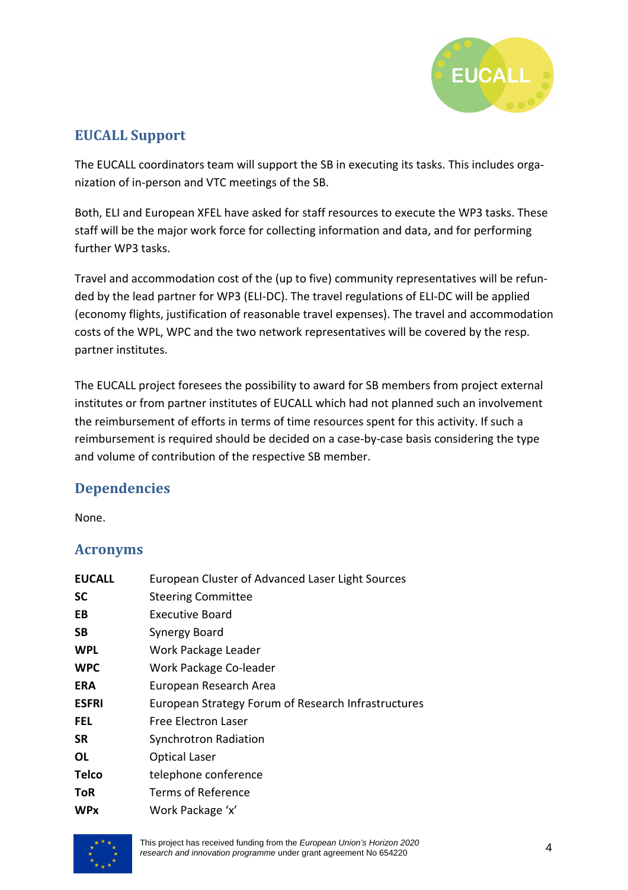## EUCALL Support

The EUCALL coordinators team will support the SB in executing its tasks. This includes organization of in-person and VTC meetings of the SB.

Both, ELI and European XFEL have asked for staff resources to execute the WP3 tasks. These staff will be the major work force for collecting information and data, and for performing further WP3 tasks.

Travel and accommodation cost of the (up to five) community representatives will be refunded by the lead partner for WP3 (ELI-DC). The travel regulations of ELI-DC will be applied (economy flights, justification of reasonable travel expenses). The travel and accommodation costs of the WPL, WPC and the two network representatives will be covered by the resp. partner institutes.

The EUCALL project foresees the possibility to award for SB members from project external institutes or from partner institutes of EUCALL which had not planned such an involvement the reimbursement of efforts in terms of time resources spent for this activity. If such a reimbursement is required should be decided on a case-by-case basis considering the type and volume of contribution of the respective SB member.

## Dependencies

None.

## Acronyms

| | |
|---|---|
| **EUCALL** | European Cluster of Advanced Laser Light Sources |
| **SC** | Steering Committee |
| **EB** | Executive Board |
| **SB** | Synergy Board |
| **WPL** | Work Package Leader |
| **WPC** | Work Package Co-leader |
| **ERA** | European Research Area |
| **ESFRI** | European Strategy Forum of Research Infrastructures |
| **FEL** | Free Electron Laser |
| **SR** | Synchrotron Radiation |
| **OL** | Optical Laser |
| **Telco** | telephone conference |
| **ToR** | Terms of Reference |
| **WPx** | Work Package 'x' |

This project has received funding from the *European Union's Horizon 2020 research and innovation programme* under grant agreement No 654220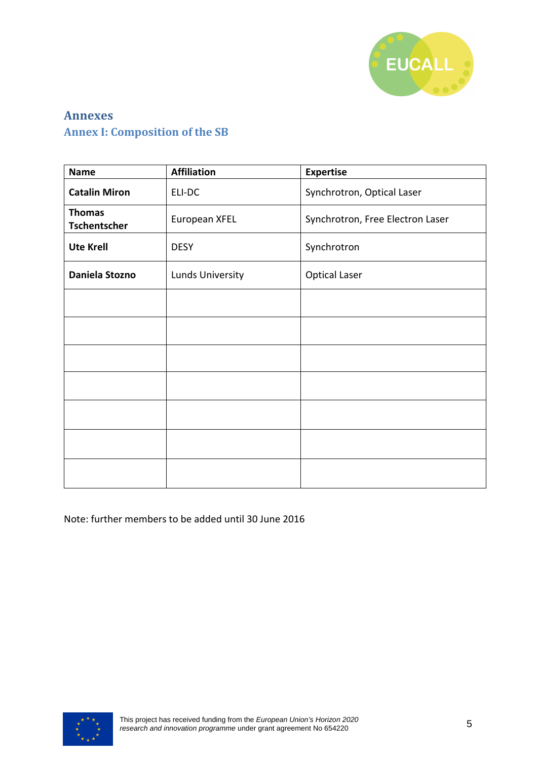# Annexes

## Annex I: Composition of the SB

| Name | Affiliation | Expertise |
|---|---|---|
| **Catalin Miron** | ELI-DC | Synchrotron, Optical Laser |
| **Thomas Tschentscher** | European XFEL | Synchrotron, Free Electron Laser |
| **Ute Krell** | DESY | Synchrotron |
| **Daniela Stozno** | Lunds University | Optical Laser |
| | | |
| | | |
| | | |
| | | |
| | | |
| | | |
| | | |

Note: further members to be added until 30 June 2016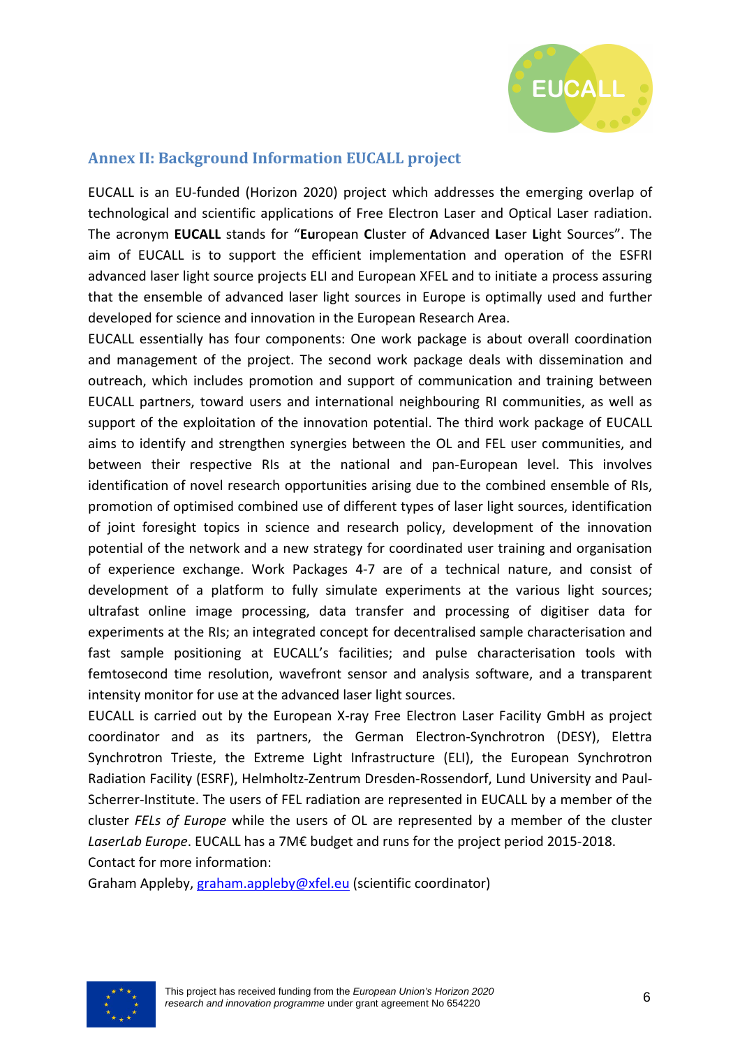## Annex II: Background Information EUCALL project

EUCALL is an EU-funded (Horizon 2020) project which addresses the emerging overlap of technological and scientific applications of Free Electron Laser and Optical Laser radiation. The acronym **EUCALL** stands for "**Eu**ropean **C**luster of **A**dvanced **L**aser **L**ight Sources". The aim of EUCALL is to support the efficient implementation and operation of the ESFRI advanced laser light source projects ELI and European XFEL and to initiate a process assuring that the ensemble of advanced laser light sources in Europe is optimally used and further developed for science and innovation in the European Research Area.

EUCALL essentially has four components: One work package is about overall coordination and management of the project. The second work package deals with dissemination and outreach, which includes promotion and support of communication and training between EUCALL partners, toward users and international neighbouring RI communities, as well as support of the exploitation of the innovation potential. The third work package of EUCALL aims to identify and strengthen synergies between the OL and FEL user communities, and between their respective RIs at the national and pan-European level. This involves identification of novel research opportunities arising due to the combined ensemble of RIs, promotion of optimised combined use of different types of laser light sources, identification of joint foresight topics in science and research policy, development of the innovation potential of the network and a new strategy for coordinated user training and organisation of experience exchange. Work Packages 4-7 are of a technical nature, and consist of development of a platform to fully simulate experiments at the various light sources; ultrafast online image processing, data transfer and processing of digitiser data for experiments at the RIs; an integrated concept for decentralised sample characterisation and fast sample positioning at EUCALL's facilities; and pulse characterisation tools with femtosecond time resolution, wavefront sensor and analysis software, and a transparent intensity monitor for use at the advanced laser light sources.

EUCALL is carried out by the European X-ray Free Electron Laser Facility GmbH as project coordinator and as its partners, the German Electron-Synchrotron (DESY), Elettra Synchrotron Trieste, the Extreme Light Infrastructure (ELI), the European Synchrotron Radiation Facility (ESRF), Helmholtz-Zentrum Dresden-Rossendorf, Lund University and Paul-Scherrer-Institute. The users of FEL radiation are represented in EUCALL by a member of the cluster *FELs of Europe* while the users of OL are represented by a member of the cluster *LaserLab Europe*. EUCALL has a 7M€ budget and runs for the project period 2015-2018.

Contact for more information:

Graham Appleby, graham.appleby@xfel.eu (scientific coordinator)

This project has received funding from the *European Union's Horizon 2020 research and innovation programme* under grant agreement No 654220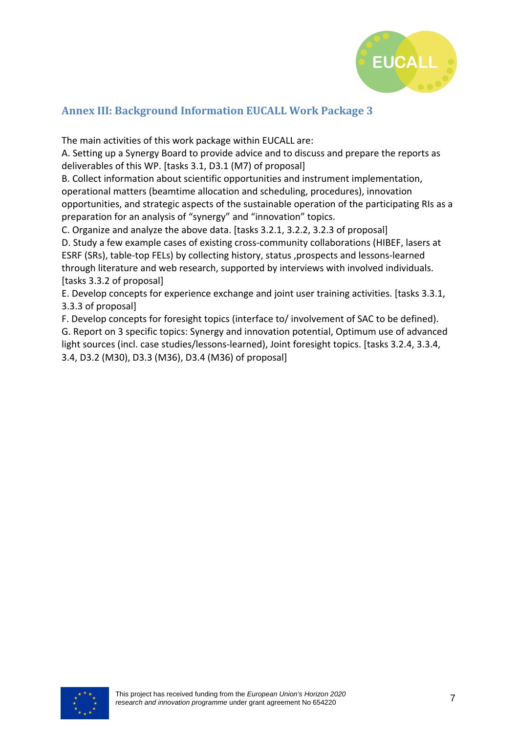## Annex III: Background Information EUCALL Work Package 3

The main activities of this work package within EUCALL are:

A. Setting up a Synergy Board to provide advice and to discuss and prepare the reports as deliverables of this WP. [tasks 3.1, D3.1 (M7) of proposal]

B. Collect information about scientific opportunities and instrument implementation, operational matters (beamtime allocation and scheduling, procedures), innovation opportunities, and strategic aspects of the sustainable operation of the participating RIs as a preparation for an analysis of "synergy" and "innovation" topics.

C. Organize and analyze the above data. [tasks 3.2.1, 3.2.2, 3.2.3 of proposal]

D. Study a few example cases of existing cross-community collaborations (HIBEF, lasers at ESRF (SRs), table-top FELs) by collecting history, status ,prospects and lessons-learned through literature and web research, supported by interviews with involved individuals. [tasks 3.3.2 of proposal]

E. Develop concepts for experience exchange and joint user training activities. [tasks 3.3.1, 3.3.3 of proposal]

F. Develop concepts for foresight topics (interface to/ involvement of SAC to be defined).

G. Report on 3 specific topics: Synergy and innovation potential, Optimum use of advanced light sources (incl. case studies/lessons-learned), Joint foresight topics. [tasks 3.2.4, 3.3.4, 3.4, D3.2 (M30), D3.3 (M36), D3.4 (M36) of proposal]